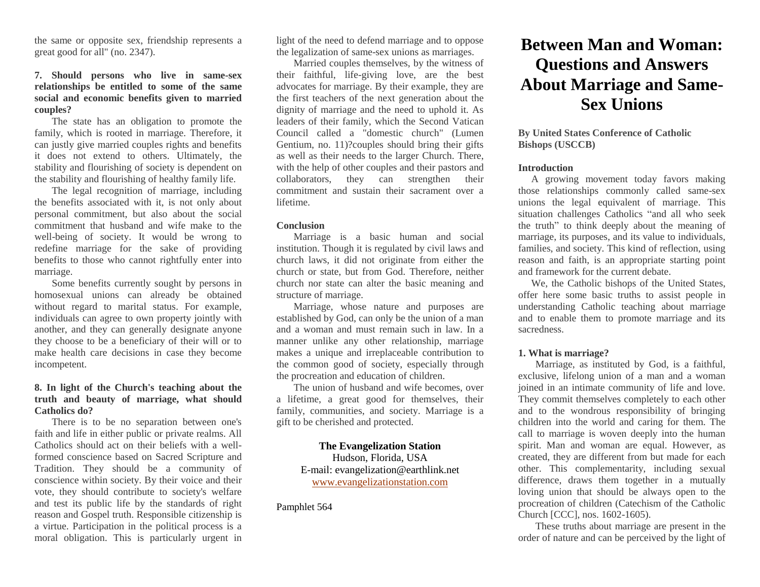the same or opposite sex, friendship represents a great good for all" (no. 2347).

**7. Should persons who live in same-sex relationships be entitled to some of the same social and economic benefits given to married couples?**

The state has an obligation to promote the family, which is rooted in marriage. Therefore, it can justly give married couples rights and benefits it does not extend to others. Ultimately, the stability and flourishing of society is dependent on the stability and flourishing of healthy family life.

The legal recognition of marriage, including the benefits associated with it, is not only about personal commitment, but also about the social commitment that husband and wife make to the well-being of society. It would be wrong to redefine marriage for the sake of providing benefits to those who cannot rightfully enter into marriage.

Some benefits currently sought by persons in homosexual unions can already be obtained without regard to marital status. For example, individuals can agree to own property jointly with another, and they can generally designate anyone they choose to be a beneficiary of their will or to make health care decisions in case they become incompetent.

**8. In light of the Church's teaching about the truth and beauty of marriage, what should Catholics do?**

There is to be no separation between one's faith and life in either public or private realms. All Catholics should act on their beliefs with a well-formed conscience based on Sacred Scripture and Tradition. They should be a community of conscience within society. By their voice and their vote, they should contribute to society's welfare and test its public life by the standards of right reason and Gospel truth. Responsible citizenship is a virtue. Participation in the political process is a moral obligation. This is particularly urgent in light of the need to defend marriage and to oppose the legalization of same-sex unions as marriages.

Married couples themselves, by the witness of their faithful, life-giving love, are the best advocates for marriage. By their example, they are the first teachers of the next generation about the dignity of marriage and the need to uphold it. As leaders of their family, which the Second Vatican Council called a "domestic church" (Lumen Gentium, no. 11)?couples should bring their gifts as well as their needs to the larger Church. There, with the help of other couples and their pastors and collaborators, they can strengthen their commitment and sustain their sacrament over a lifetime.

**Conclusion**

Marriage is a basic human and social institution. Though it is regulated by civil laws and church laws, it did not originate from either the church or state, but from God. Therefore, neither church nor state can alter the basic meaning and structure of marriage.

Marriage, whose nature and purposes are established by God, can only be the union of a man and a woman and must remain such in law. In a manner unlike any other relationship, marriage makes a unique and irreplaceable contribution to the common good of society, especially through the procreation and education of children.

The union of husband and wife becomes, over a lifetime, a great good for themselves, their family, communities, and society. Marriage is a gift to be cherished and protected.

**The Evangelization Station**
Hudson, Florida, USA
E-mail: evangelization@earthlink.net
www.evangelizationstation.com

Pamphlet 564

# Between Man and Woman: Questions and Answers About Marriage and Same-Sex Unions

**By United States Conference of Catholic Bishops (USCCB)**

**Introduction**

A growing movement today favors making those relationships commonly called same-sex unions the legal equivalent of marriage. This situation challenges Catholics "and all who seek the truth" to think deeply about the meaning of marriage, its purposes, and its value to individuals, families, and society. This kind of reflection, using reason and faith, is an appropriate starting point and framework for the current debate.

We, the Catholic bishops of the United States, offer here some basic truths to assist people in understanding Catholic teaching about marriage and to enable them to promote marriage and its sacredness.

**1. What is marriage?**

Marriage, as instituted by God, is a faithful, exclusive, lifelong union of a man and a woman joined in an intimate community of life and love. They commit themselves completely to each other and to the wondrous responsibility of bringing children into the world and caring for them. The call to marriage is woven deeply into the human spirit. Man and woman are equal. However, as created, they are different from but made for each other. This complementarity, including sexual difference, draws them together in a mutually loving union that should be always open to the procreation of children (Catechism of the Catholic Church [CCC], nos. 1602-1605).

These truths about marriage are present in the order of nature and can be perceived by the light of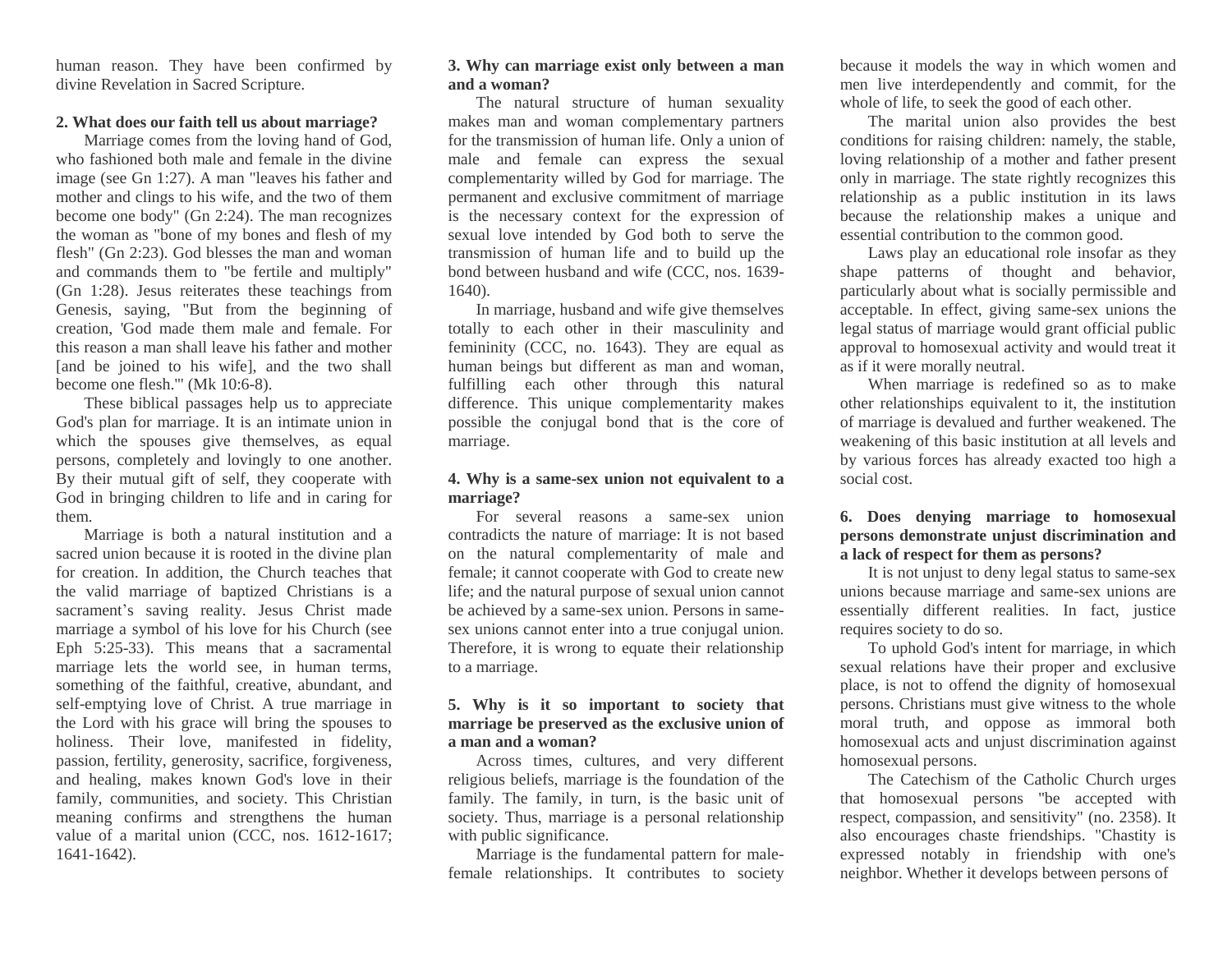human reason. They have been confirmed by divine Revelation in Sacred Scripture.

**2. What does our faith tell us about marriage?**

Marriage comes from the loving hand of God, who fashioned both male and female in the divine image (see Gn 1:27). A man "leaves his father and mother and clings to his wife, and the two of them become one body" (Gn 2:24). The man recognizes the woman as "bone of my bones and flesh of my flesh" (Gn 2:23). God blesses the man and woman and commands them to "be fertile and multiply" (Gn 1:28). Jesus reiterates these teachings from Genesis, saying, "But from the beginning of creation, 'God made them male and female. For this reason a man shall leave his father and mother [and be joined to his wife], and the two shall become one flesh.'" (Mk 10:6-8).

These biblical passages help us to appreciate God's plan for marriage. It is an intimate union in which the spouses give themselves, as equal persons, completely and lovingly to one another. By their mutual gift of self, they cooperate with God in bringing children to life and in caring for them.

Marriage is both a natural institution and a sacred union because it is rooted in the divine plan for creation. In addition, the Church teaches that the valid marriage of baptized Christians is a sacrament's saving reality. Jesus Christ made marriage a symbol of his love for his Church (see Eph 5:25-33). This means that a sacramental marriage lets the world see, in human terms, something of the faithful, creative, abundant, and self-emptying love of Christ. A true marriage in the Lord with his grace will bring the spouses to holiness. Their love, manifested in fidelity, passion, fertility, generosity, sacrifice, forgiveness, and healing, makes known God's love in their family, communities, and society. This Christian meaning confirms and strengthens the human value of a marital union (CCC, nos. 1612-1617; 1641-1642).

**3. Why can marriage exist only between a man and a woman?**

The natural structure of human sexuality makes man and woman complementary partners for the transmission of human life. Only a union of male and female can express the sexual complementarity willed by God for marriage. The permanent and exclusive commitment of marriage is the necessary context for the expression of sexual love intended by God both to serve the transmission of human life and to build up the bond between husband and wife (CCC, nos. 1639-1640).

In marriage, husband and wife give themselves totally to each other in their masculinity and femininity (CCC, no. 1643). They are equal as human beings but different as man and woman, fulfilling each other through this natural difference. This unique complementarity makes possible the conjugal bond that is the core of marriage.

**4. Why is a same-sex union not equivalent to a marriage?**

For several reasons a same-sex union contradicts the nature of marriage: It is not based on the natural complementarity of male and female; it cannot cooperate with God to create new life; and the natural purpose of sexual union cannot be achieved by a same-sex union. Persons in same-sex unions cannot enter into a true conjugal union. Therefore, it is wrong to equate their relationship to a marriage.

**5. Why is it so important to society that marriage be preserved as the exclusive union of a man and a woman?**

Across times, cultures, and very different religious beliefs, marriage is the foundation of the family. The family, in turn, is the basic unit of society. Thus, marriage is a personal relationship with public significance.

Marriage is the fundamental pattern for male-female relationships. It contributes to society because it models the way in which women and men live interdependently and commit, for the whole of life, to seek the good of each other.

The marital union also provides the best conditions for raising children: namely, the stable, loving relationship of a mother and father present only in marriage. The state rightly recognizes this relationship as a public institution in its laws because the relationship makes a unique and essential contribution to the common good.

Laws play an educational role insofar as they shape patterns of thought and behavior, particularly about what is socially permissible and acceptable. In effect, giving same-sex unions the legal status of marriage would grant official public approval to homosexual activity and would treat it as if it were morally neutral.

When marriage is redefined so as to make other relationships equivalent to it, the institution of marriage is devalued and further weakened. The weakening of this basic institution at all levels and by various forces has already exacted too high a social cost.

**6. Does denying marriage to homosexual persons demonstrate unjust discrimination and a lack of respect for them as persons?**

It is not unjust to deny legal status to same-sex unions because marriage and same-sex unions are essentially different realities. In fact, justice requires society to do so.

To uphold God's intent for marriage, in which sexual relations have their proper and exclusive place, is not to offend the dignity of homosexual persons. Christians must give witness to the whole moral truth, and oppose as immoral both homosexual acts and unjust discrimination against homosexual persons.

The Catechism of the Catholic Church urges that homosexual persons "be accepted with respect, compassion, and sensitivity" (no. 2358). It also encourages chaste friendships. "Chastity is expressed notably in friendship with one's neighbor. Whether it develops between persons of